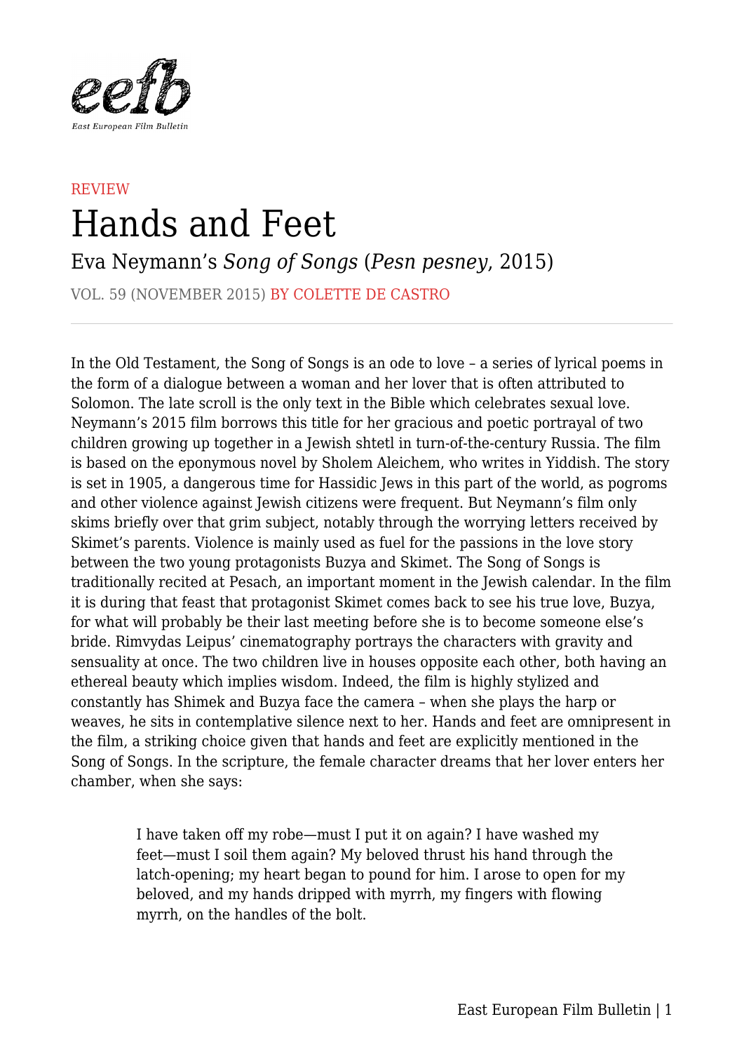REVIEW

# Hands and Feet

## Eva Neymann's *Song of Songs* (*Pesn pesney*, 2015)

VOL. 59 (NOVEMBER 2015) BY COLETTE DE CASTRO

---

In the Old Testament, the Song of Songs is an ode to love – a series of lyrical poems in the form of a dialogue between a woman and her lover that is often attributed to Solomon. The late scroll is the only text in the Bible which celebrates sexual love. Neymann's 2015 film borrows this title for her gracious and poetic portrayal of two children growing up together in a Jewish shtetl in turn-of-the-century Russia. The film is based on the eponymous novel by Sholem Aleichem, who writes in Yiddish. The story is set in 1905, a dangerous time for Hassidic Jews in this part of the world, as pogroms and other violence against Jewish citizens were frequent. But Neymann's film only skims briefly over that grim subject, notably through the worrying letters received by Skimet's parents. Violence is mainly used as fuel for the passions in the love story between the two young protagonists Buzya and Skimet. The Song of Songs is traditionally recited at Pesach, an important moment in the Jewish calendar. In the film it is during that feast that protagonist Skimet comes back to see his true love, Buzya, for what will probably be their last meeting before she is to become someone else's bride. Rimvydas Leipus' cinematography portrays the characters with gravity and sensuality at once. The two children live in houses opposite each other, both having an ethereal beauty which implies wisdom. Indeed, the film is highly stylized and constantly has Shimek and Buzya face the camera – when she plays the harp or weaves, he sits in contemplative silence next to her. Hands and feet are omnipresent in the film, a striking choice given that hands and feet are explicitly mentioned in the Song of Songs. In the scripture, the female character dreams that her lover enters her chamber, when she says:

> I have taken off my robe—must I put it on again? I have washed my feet—must I soil them again? My beloved thrust his hand through the latch-opening; my heart began to pound for him. I arose to open for my beloved, and my hands dripped with myrrh, my fingers with flowing myrrh, on the handles of the bolt.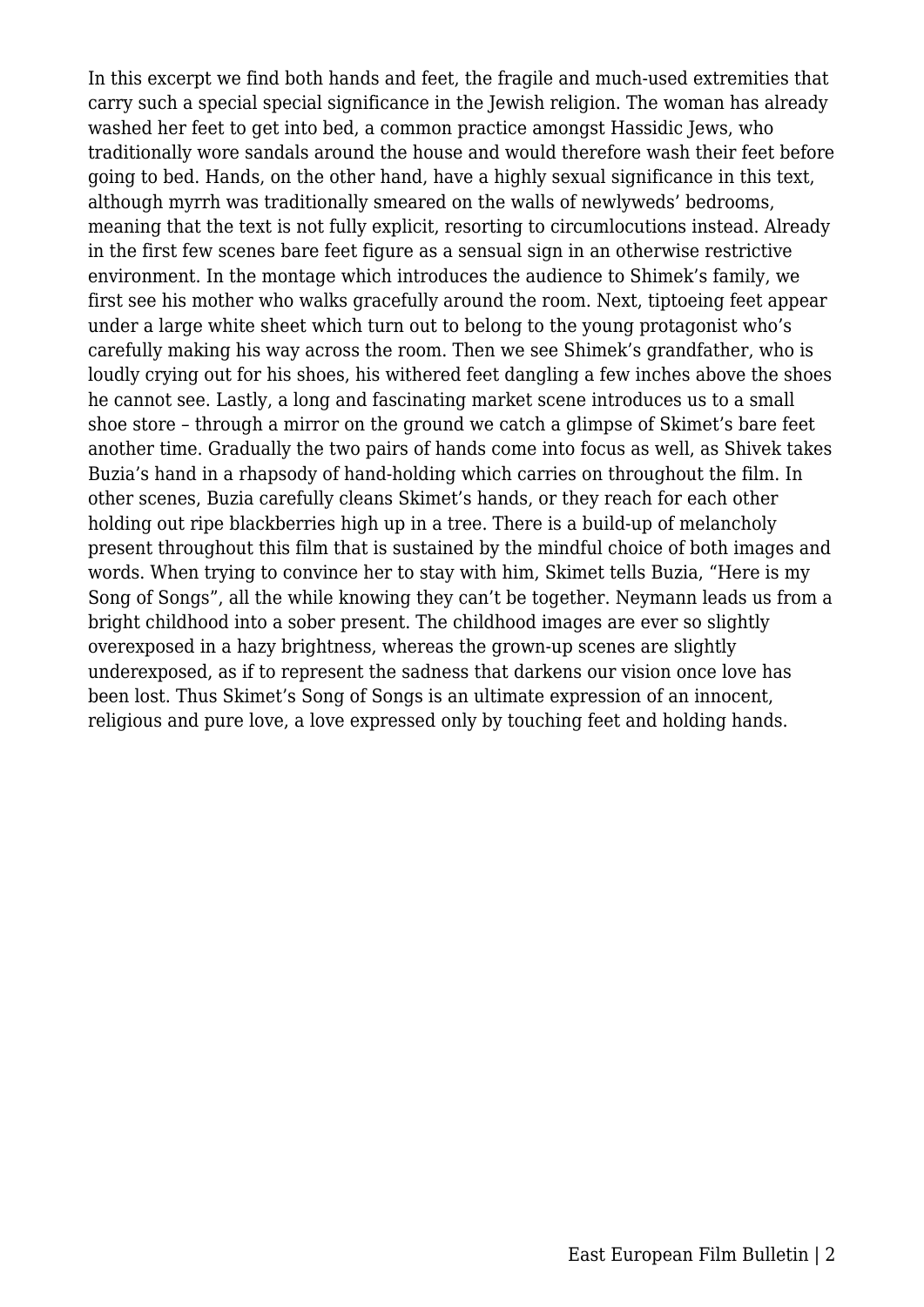In this excerpt we find both hands and feet, the fragile and much-used extremities that carry such a special special significance in the Jewish religion. The woman has already washed her feet to get into bed, a common practice amongst Hassidic Jews, who traditionally wore sandals around the house and would therefore wash their feet before going to bed. Hands, on the other hand, have a highly sexual significance in this text, although myrrh was traditionally smeared on the walls of newlyweds' bedrooms, meaning that the text is not fully explicit, resorting to circumlocutions instead. Already in the first few scenes bare feet figure as a sensual sign in an otherwise restrictive environment. In the montage which introduces the audience to Shimek's family, we first see his mother who walks gracefully around the room. Next, tiptoeing feet appear under a large white sheet which turn out to belong to the young protagonist who's carefully making his way across the room. Then we see Shimek's grandfather, who is loudly crying out for his shoes, his withered feet dangling a few inches above the shoes he cannot see. Lastly, a long and fascinating market scene introduces us to a small shoe store – through a mirror on the ground we catch a glimpse of Skimet's bare feet another time. Gradually the two pairs of hands come into focus as well, as Shivek takes Buzia's hand in a rhapsody of hand-holding which carries on throughout the film. In other scenes, Buzia carefully cleans Skimet's hands, or they reach for each other holding out ripe blackberries high up in a tree. There is a build-up of melancholy present throughout this film that is sustained by the mindful choice of both images and words. When trying to convince her to stay with him, Skimet tells Buzia, "Here is my Song of Songs", all the while knowing they can't be together. Neymann leads us from a bright childhood into a sober present. The childhood images are ever so slightly overexposed in a hazy brightness, whereas the grown-up scenes are slightly underexposed, as if to represent the sadness that darkens our vision once love has been lost. Thus Skimet's Song of Songs is an ultimate expression of an innocent, religious and pure love, a love expressed only by touching feet and holding hands.